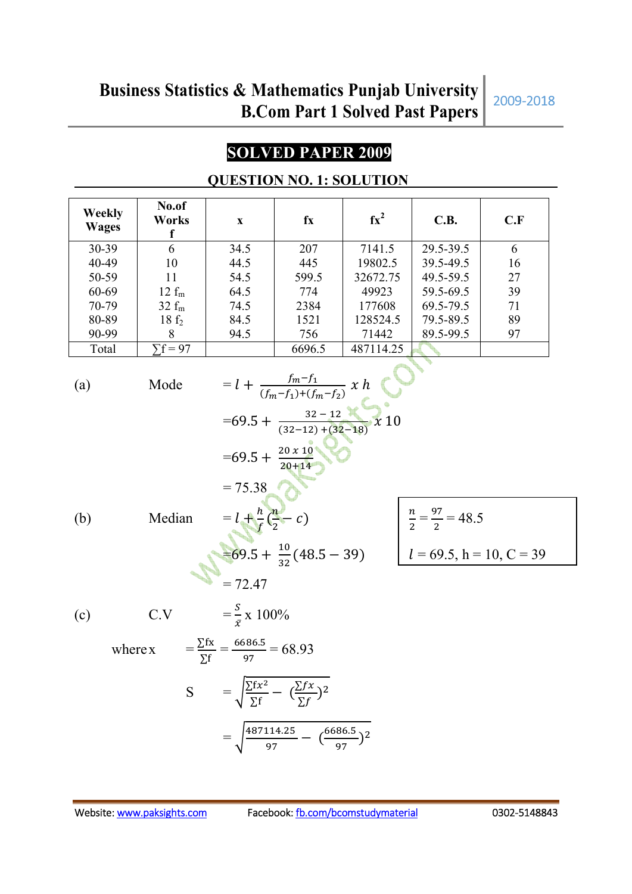# SOLVED PAPER 2009

## QUESTION NO. 1: SOLUTION

| Weekly Wages | No.of Works f | x | fx | $fx^2$ | C.B. | C.F |
|---|---|---|---|---|---|---|
| 30-39 | 6 | 34.5 | 207 | 7141.5 | 29.5-39.5 | 6 |
| 40-49 | 10 | 44.5 | 445 | 19802.5 | 39.5-49.5 | 16 |
| 50-59 | 11 | 54.5 | 599.5 | 32672.75 | 49.5-59.5 | 27 |
| 60-69 | 12 $f_m$ | 64.5 | 774 | 49923 | 59.5-69.5 | 39 |
| 70-79 | 32 $f_m$ | 74.5 | 2384 | 177608 | 69.5-79.5 | 71 |
| 80-89 | 18 $f_2$ | 84.5 | 1521 | 128524.5 | 79.5-89.5 | 89 |
| 90-99 | 8 | 94.5 | 756 | 71442 | 89.5-99.5 | 97 |
| Total | $\sum f = 97$ | | 6696.5 | 487114.25 | | |

(a) Mode

$$= l + \frac{f_m - f_1}{(f_m - f_1) + (f_m - f_2)} \; x \; h$$

$$= 69.5 + \frac{32 - 12}{(32-12) + (32-18)} \; x \; 10$$

$$= 69.5 + \frac{20 \; x \; 10}{20 + 14}$$

$$= 75.38$$

(b) Median

$$= l + \frac{h}{f}\left(\frac{n}{2} - c\right)$$

$$= 69.5 + \frac{10}{32}(48.5 - 39)$$

$$= 72.47$$

$\frac{n}{2} = \frac{97}{2} = 48.5$

$l = 69.5$, $h = 10$, $C = 39$

(c) C.V

$$= \frac{S}{\bar{x}} \; x \; 100\%$$

where $\bar{x}$

$$= \frac{\sum fx}{\sum f} = \frac{6686.5}{97} = 68.93$$

S

$$= \sqrt{\frac{\sum fx^2}{\sum f} - \left(\frac{\sum fx}{\sum f}\right)^2}$$

$$= \sqrt{\frac{487114.25}{97} - \left(\frac{6686.5}{97}\right)^2}$$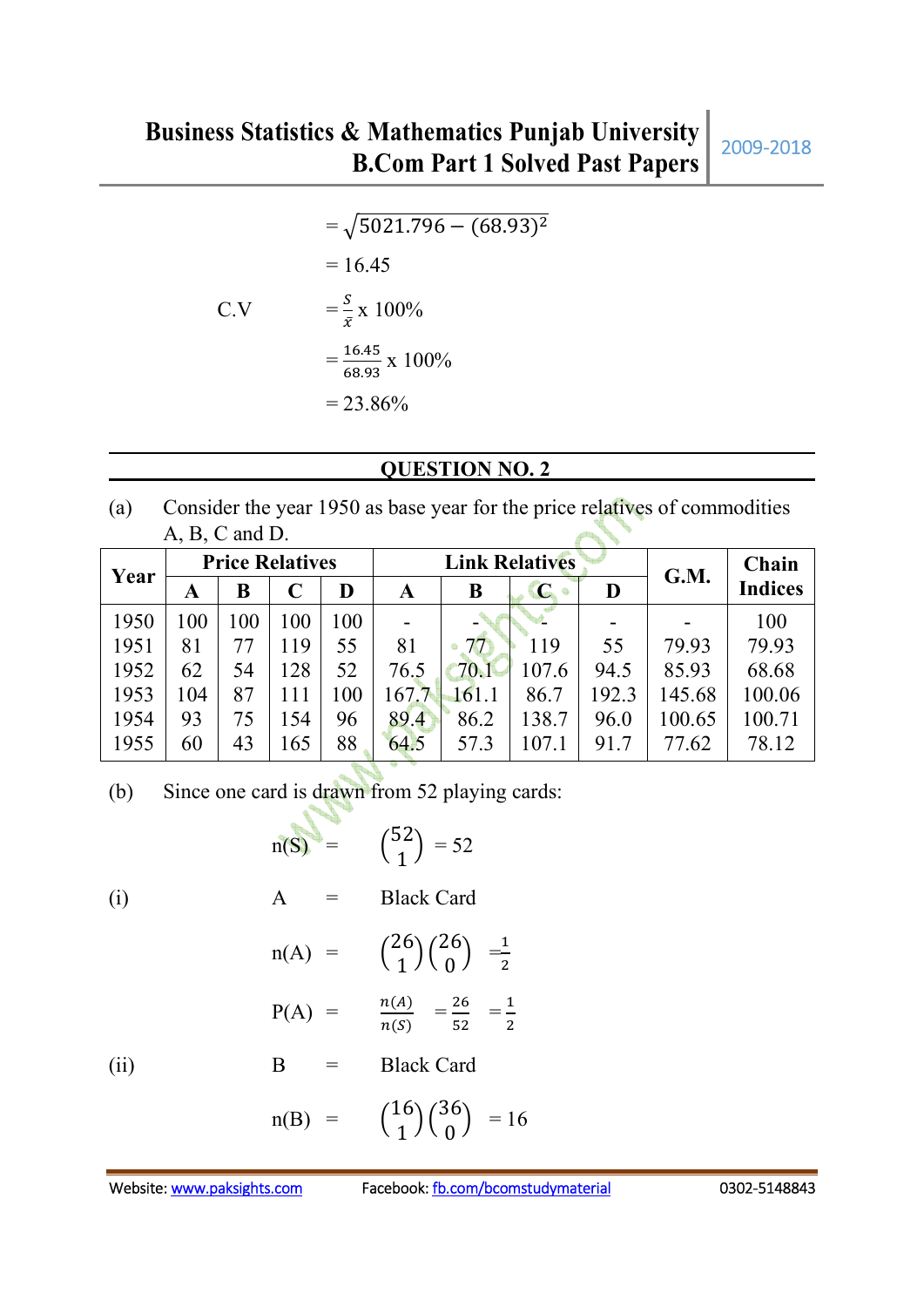$$= \sqrt{5021.796 - (68.93)^2}$$

$$= 16.45$$

C.V $= \frac{S}{\bar{x}} \times 100\%$

$$= \frac{16.45}{68.93} \times 100\%$$

$$= 23.86\%$$

## QUESTION NO. 2

(a) Consider the year 1950 as base year for the price relatives of commodities A, B, C and D.

| Year | Price Relatives | | | | Link Relatives | | | | G.M. | Chain Indices |
|---|---|---|---|---|---|---|---|---|---|---|
| | A | B | C | D | A | B | C | D | | |
| 1950 | 100 | 100 | 100 | 100 | - | - | - | - | - | 100 |
| 1951 | 81 | 77 | 119 | 55 | 81 | 77 | 119 | 55 | 79.93 | 79.93 |
| 1952 | 62 | 54 | 128 | 52 | 76.5 | 70.1 | 107.6 | 94.5 | 85.93 | 68.68 |
| 1953 | 104 | 87 | 111 | 100 | 167.7 | 161.1 | 86.7 | 192.3 | 145.68 | 100.06 |
| 1954 | 93 | 75 | 154 | 96 | 89.4 | 86.2 | 138.7 | 96.0 | 100.65 | 100.71 |
| 1955 | 60 | 43 | 165 | 88 | 64.5 | 57.3 | 107.1 | 91.7 | 77.62 | 78.12 |

(b) Since one card is drawn from 52 playing cards:

n(S) $= \binom{52}{1} = 52$

(i) A = Black Card

n(A) $= \binom{26}{1}\binom{26}{0} = \frac{1}{2}$

P(A) $= \frac{n(A)}{n(S)} = \frac{26}{52} = \frac{1}{2}$

(ii) B = Black Card

n(B) $= \binom{16}{1}\binom{36}{0} = 16$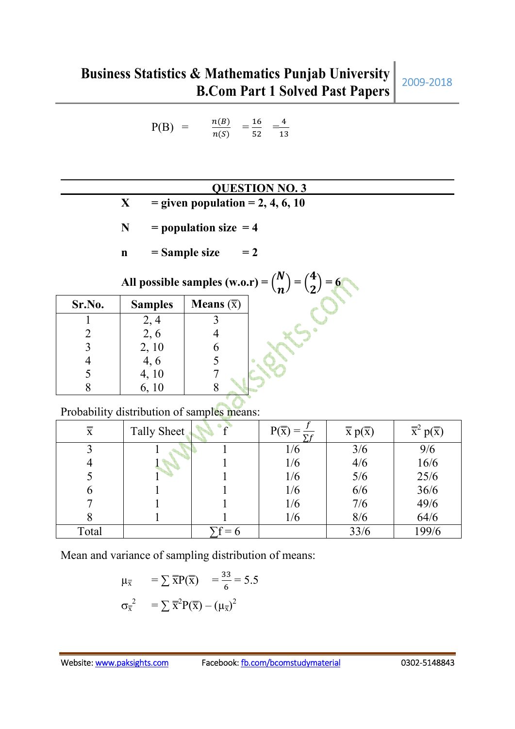$$P(B) = \frac{n(B)}{n(S)} = \frac{16}{52} = \frac{4}{13}$$

## QUESTION NO. 3

**X** = **given population = 2, 4, 6, 10**

**N** = **population size = 4**

**n** = **Sample size = 2**

**All possible samples (w.o.r)** = $\binom{N}{n} = \binom{4}{2} = 6$

| Sr.No. | Samples | Means ($\bar{x}$) |
|---|---|---|
| 1 | 2, 4 | 3 |
| 2 | 2, 6 | 4 |
| 3 | 2, 10 | 6 |
| 4 | 4, 6 | 5 |
| 5 | 4, 10 | 7 |
| 8 | 6, 10 | 8 |

Probability distribution of samples means:

| $\bar{\bar{x}}$ | Tally Sheet | f | $P(\bar{x}) = \frac{f}{\sum f}$ | $\bar{\bar{x}}\ p(\bar{x})$ | $\bar{\bar{x}}^2\ p(\bar{x})$ |
|---|---|---|---|---|---|
| 3 | 1 | 1 | 1/6 | 3/6 | 9/6 |
| 4 | 1 | 1 | 1/6 | 4/6 | 16/6 |
| 5 | 1 | 1 | 1/6 | 5/6 | 25/6 |
| 6 | 1 | 1 | 1/6 | 6/6 | 36/6 |
| 7 | 1 | 1 | 1/6 | 7/6 | 49/6 |
| 8 | 1 | 1 | 1/6 | 8/6 | 64/6 |
| Total | | $\sum f = 6$ | | 33/6 | 199/6 |

Mean and variance of sampling distribution of means:

$$\mu_{\bar{x}} = \sum \bar{\bar{x}} P(\bar{x}) = \frac{33}{6} = 5.5$$

$$\sigma_{\bar{x}}^2 = \sum \bar{\bar{x}}^2 P(\bar{x}) - (\mu_{\bar{x}})^2$$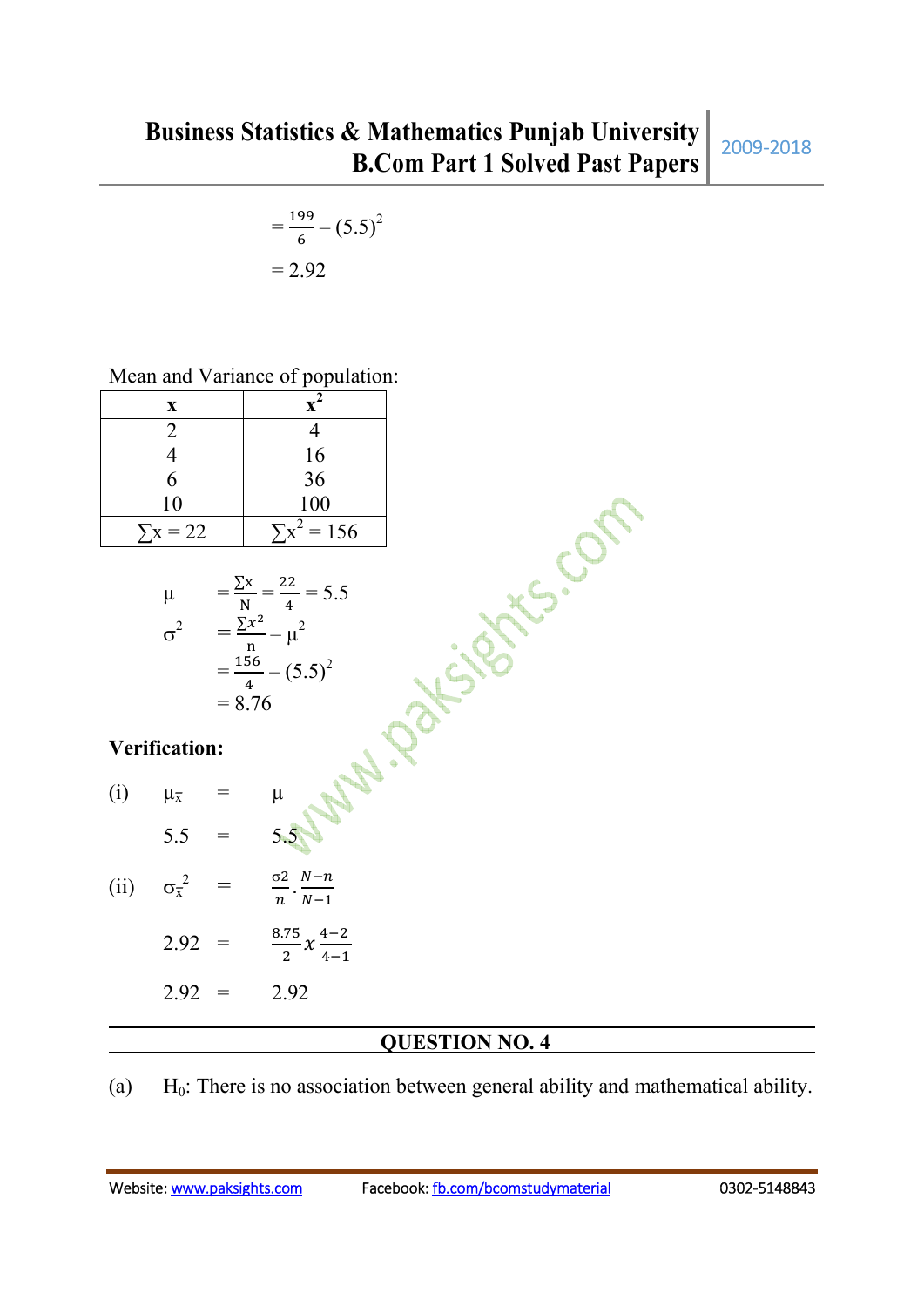$$= \frac{199}{6} - (5.5)^2$$

$$= 2.92$$

Mean and Variance of population:

| x | $x^2$ |
|---|---|
| 2 | 4 |
| 4 | 16 |
| 6 | 36 |
| 10 | 100 |
| $\sum x = 22$ | $\sum x^2 = 156$ |

$$\mu = \frac{\sum x}{N} = \frac{22}{4} = 5.5$$

$$\sigma^2 = \frac{\sum x^2}{n} - \mu^2$$

$$= \frac{156}{4} - (5.5)^2$$

$$= 8.76$$

**Verification:**

(i) $\mu_{\bar{x}} = \mu$

$5.5 = 5.5$

(ii) $\sigma_{\bar{x}}^2 = \frac{\sigma 2}{n} \cdot \frac{N-n}{N-1}$

$2.92 = \frac{8.75}{2} x \frac{4-2}{4-1}$

$2.92 = 2.92$

## QUESTION NO. 4

(a) $H_0$: There is no association between general ability and mathematical ability.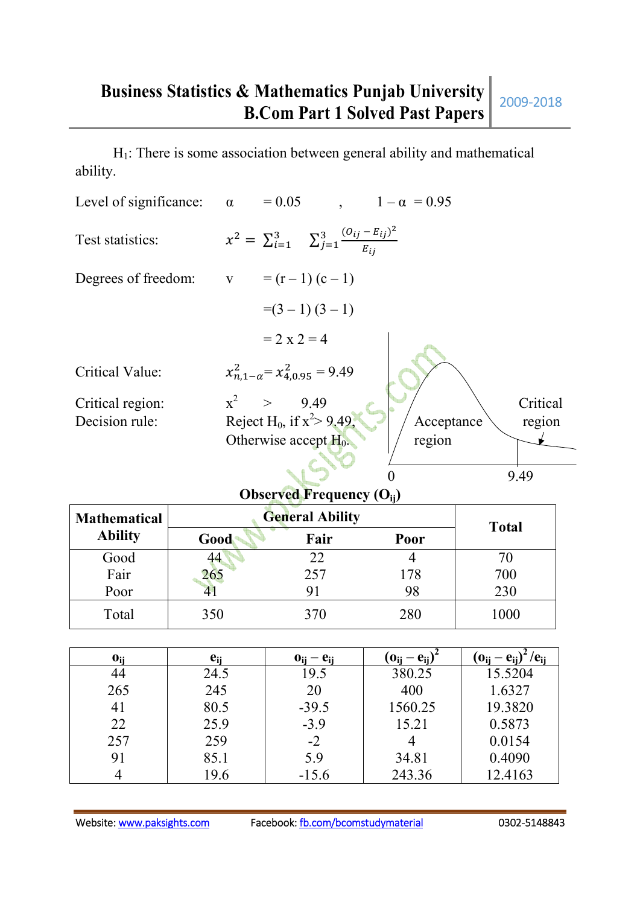$H_1$: There is some association between general ability and mathematical ability.

Level of significance: $\alpha = 0.05$ , $1 - \alpha = 0.95$

Test statistics: $x^2 = \sum_{i=1}^{3} \sum_{j=1}^{3} \frac{(O_{ij} - E_{ij})^2}{E_{ij}}$

Degrees of freedom: $v = (r - 1)(c - 1)$

$= (3 - 1)(3 - 1)$

$= 2 \times 2 = 4$

Critical Value: $x^2_{n,1-\alpha} = x^2_{4,0.95} = 9.49$

Critical region: $x^2 > 9.49$

Decision rule: Reject $H_0$, if $x^2 > 9.49$, Otherwise accept $H_0$.

Acceptance region | Critical region

0 | 9.49

**Observed Frequency ($O_{ij}$)**

| Mathematical Ability | General Ability | | | Total |
|---|---|---|---|---|
| | Good | Fair | Poor | |
| Good | 44 | 22 | 4 | 70 |
| Fair | 265 | 257 | 178 | 700 |
| Poor | 41 | 91 | 98 | 230 |
| Total | 350 | 370 | 280 | 1000 |

| $o_{ij}$ | $e_{ij}$ | $o_{ij} - e_{ij}$ | $(o_{ij} - e_{ij})^2$ | $(o_{ij} - e_{ij})^2/e_{ij}$ |
|---|---|---|---|---|
| 44 | 24.5 | 19.5 | 380.25 | 15.5204 |
| 265 | 245 | 20 | 400 | 1.6327 |
| 41 | 80.5 | -39.5 | 1560.25 | 19.3820 |
| 22 | 25.9 | -3.9 | 15.21 | 0.5873 |
| 257 | 259 | -2 | 4 | 0.0154 |
| 91 | 85.1 | 5.9 | 34.81 | 0.4090 |
| 4 | 19.6 | -15.6 | 243.36 | 12.4163 |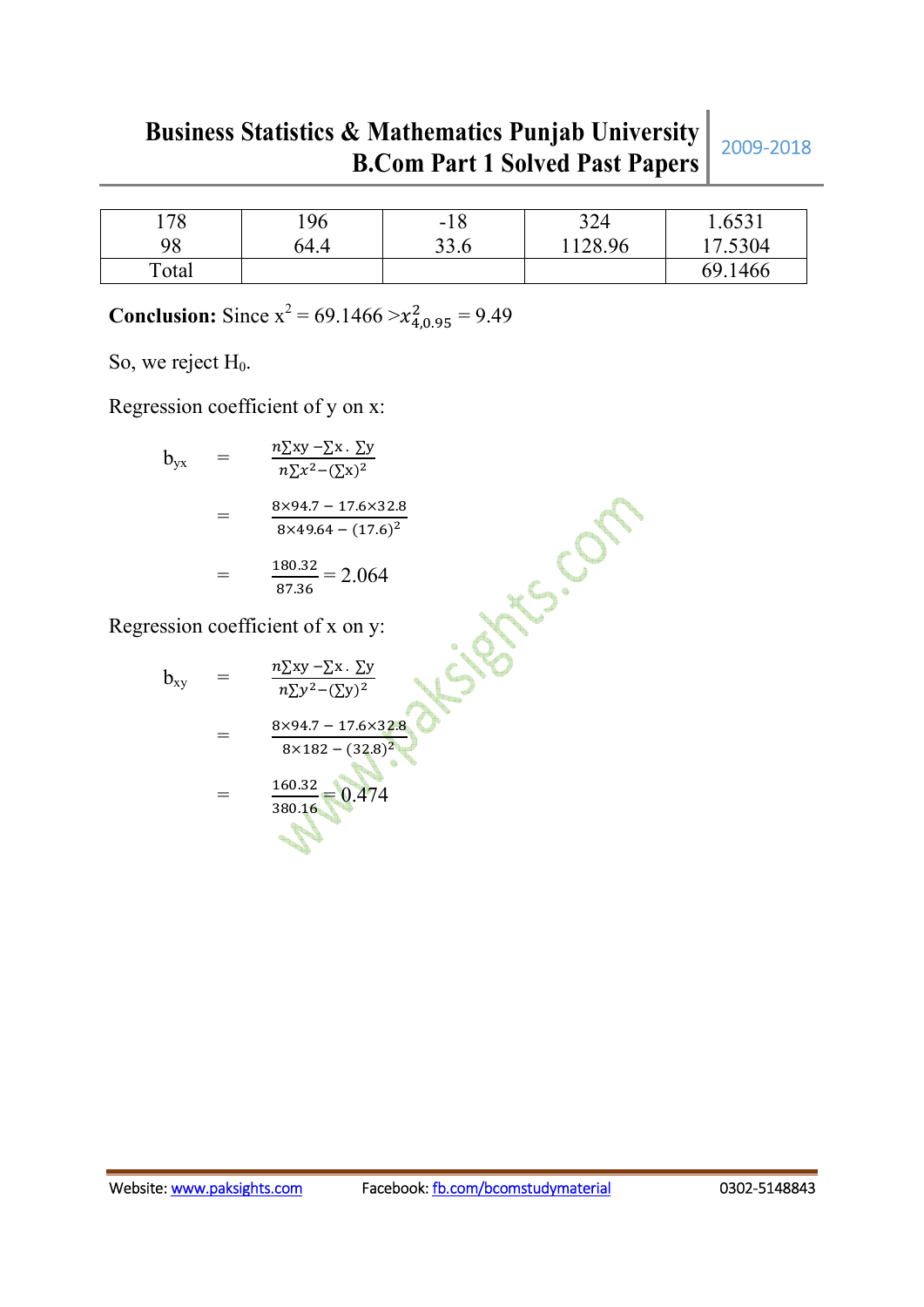| 178 | 196 | -18 | 324 | 1.6531 |
|---|---|---|---|---|
| 98 | 64.4 | 33.6 | 1128.96 | 17.5304 |
| Total | | | | 69.1466 |

**Conclusion:** Since $x^2 = 69.1466 > x^2_{4,0.95} = 9.49$

So, we reject $H_0$.

Regression coefficient of y on x:

$$b_{yx} = \frac{n\sum xy - \sum x . \sum y}{n\sum x^2 - (\sum x)^2}$$

$$= \frac{8 \times 94.7 - 17.6 \times 32.8}{8 \times 49.64 - (17.6)^2}$$

$$= \frac{180.32}{87.36} = 2.064$$

Regression coefficient of x on y:

$$b_{xy} = \frac{n\sum xy - \sum x . \sum y}{n\sum y^2 - (\sum y)^2}$$

$$= \frac{8 \times 94.7 - 17.6 \times 32.8}{8 \times 182 - (32.8)^2}$$

$$= \frac{160.32}{380.16} = 0.474$$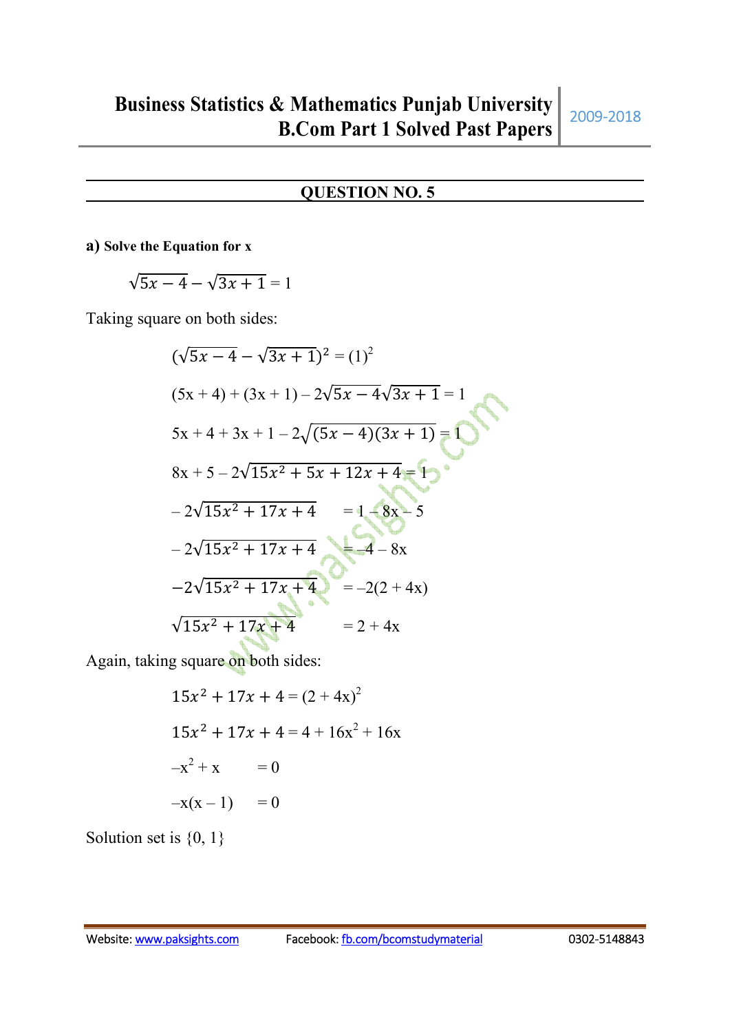## QUESTION NO. 5

**a) Solve the Equation for x**

$$\sqrt{5x-4} - \sqrt{3x+1} = 1$$

Taking square on both sides:

$$(\sqrt{5x-4} - \sqrt{3x+1})^2 = (1)^2$$

$$(5x + 4) + (3x + 1) - 2\sqrt{5x-4}\sqrt{3x+1} = 1$$

$$5x + 4 + 3x + 1 - 2\sqrt{(5x-4)(3x+1)} = 1$$

$$8x + 5 - 2\sqrt{15x^2 + 5x + 12x + 4} = 1$$

$$-2\sqrt{15x^2 + 17x + 4} = 1 - 8x - 5$$

$$-2\sqrt{15x^2 + 17x + 4} = -4 - 8x$$

$$-2\sqrt{15x^2 + 17x + 4} = -2(2 + 4x)$$

$$\sqrt{15x^2 + 17x + 4} = 2 + 4x$$

Again, taking square on both sides:

$$15x^2 + 17x + 4 = (2 + 4x)^2$$

$$15x^2 + 17x + 4 = 4 + 16x^2 + 16x$$

$$-x^2 + x = 0$$

$$-x(x - 1) = 0$$

Solution set is {0, 1}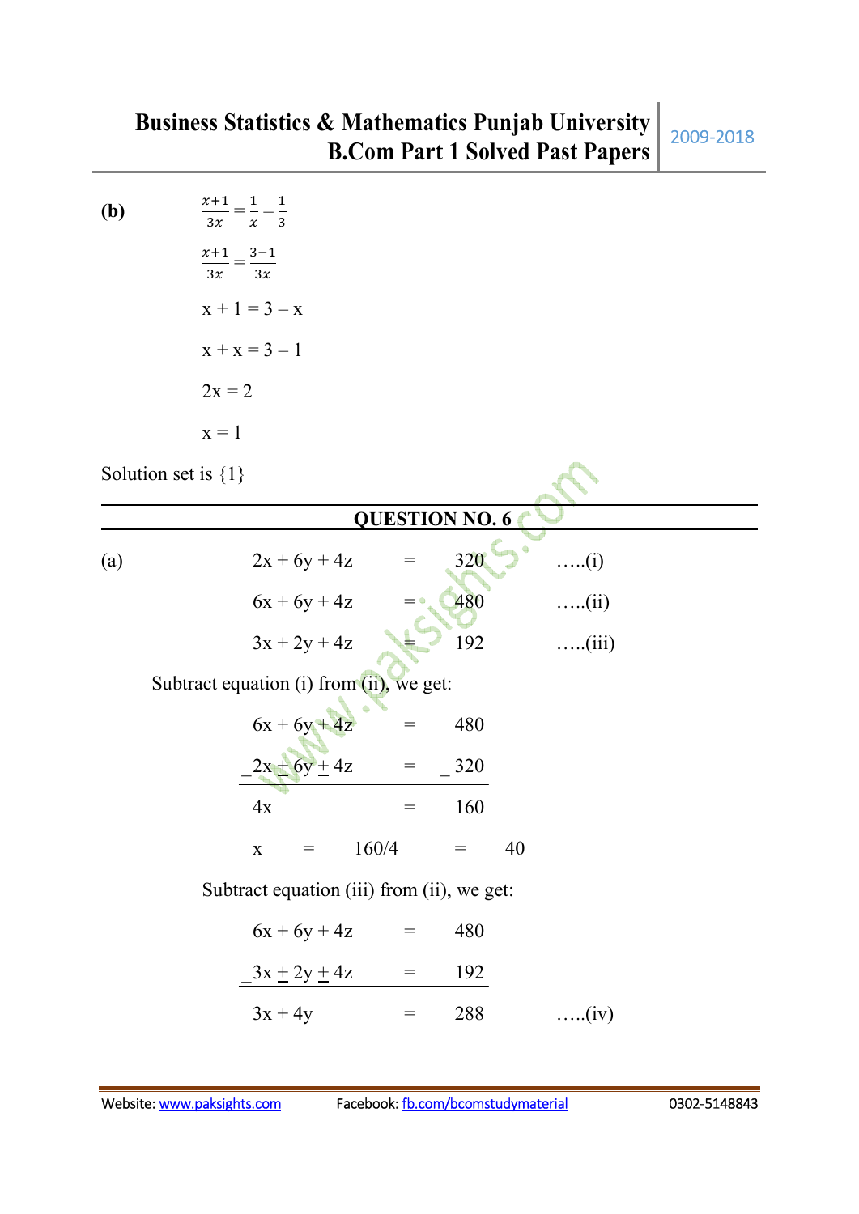**(b)**

$$\frac{x+1}{3x} = \frac{1}{x} - \frac{1}{3}$$

$$\frac{x+1}{3x} = \frac{3-1}{3x}$$

$$x + 1 = 3 - x$$

$$x + x = 3 - 1$$

$$2x = 2$$

$$x = 1$$

Solution set is {1}

## QUESTION NO. 6

(a)

$$2x + 6y + 4z = 320 \quad \text{.....(i)}$$

$$6x + 6y + 4z = 480 \quad \text{.....(ii)}$$

$$3x + 2y + 4z = 192 \quad \text{.....(iii)}$$

Subtract equation (i) from (ii), we get:

$$6x + 6y + 4z = 480$$

$$\underline{-2x \pm 6y \pm 4z = -320}$$

$$4x = 160$$

$$x = 160/4 = 40$$

Subtract equation (iii) from (ii), we get:

$$6x + 6y + 4z = 480$$

$$\underline{-3x \pm 2y \pm 4z = 192}$$

$$3x + 4y = 288 \quad \text{.....(iv)}$$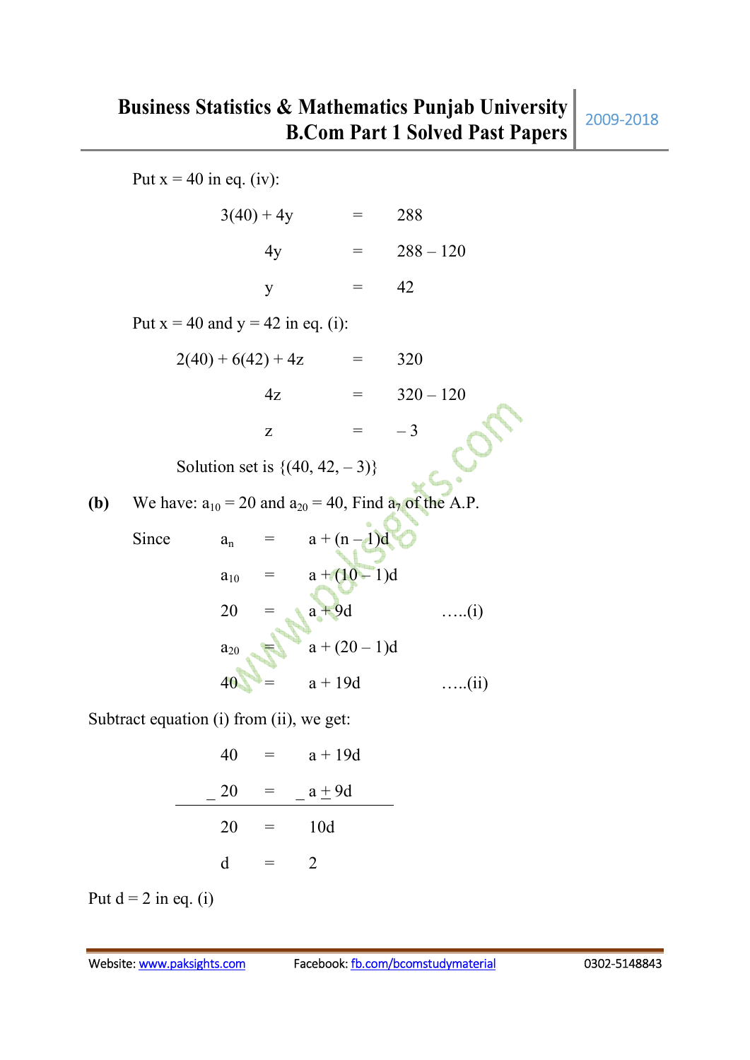Put x = 40 in eq. (iv):

$$3(40) + 4y = 288$$

$$4y = 288 - 120$$

$$y = 42$$

Put x = 40 and y = 42 in eq. (i):

$$2(40) + 6(42) + 4z = 320$$

$$4z = 320 - 120$$

$$z = -3$$

Solution set is $\{(40, 42, -3)\}$

**(b)** We have: $a_{10} = 20$ and $a_{20} = 40$, Find $a_7$ of the A.P.

Since $a_n = a + (n - 1)d$

$$a_{10} = a + (10 - 1)d$$

$$20 = a + 9d \quad \text{.....(i)}$$

$$a_{20} = a + (20 - 1)d$$

$$40 = a + 19d \quad \text{.....(ii)}$$

Subtract equation (i) from (ii), we get:

$$40 = a + 19d$$

$$\underline{-20 = -a \pm 9d}$$

$$20 = 10d$$

$$d = 2$$

Put d = 2 in eq. (i)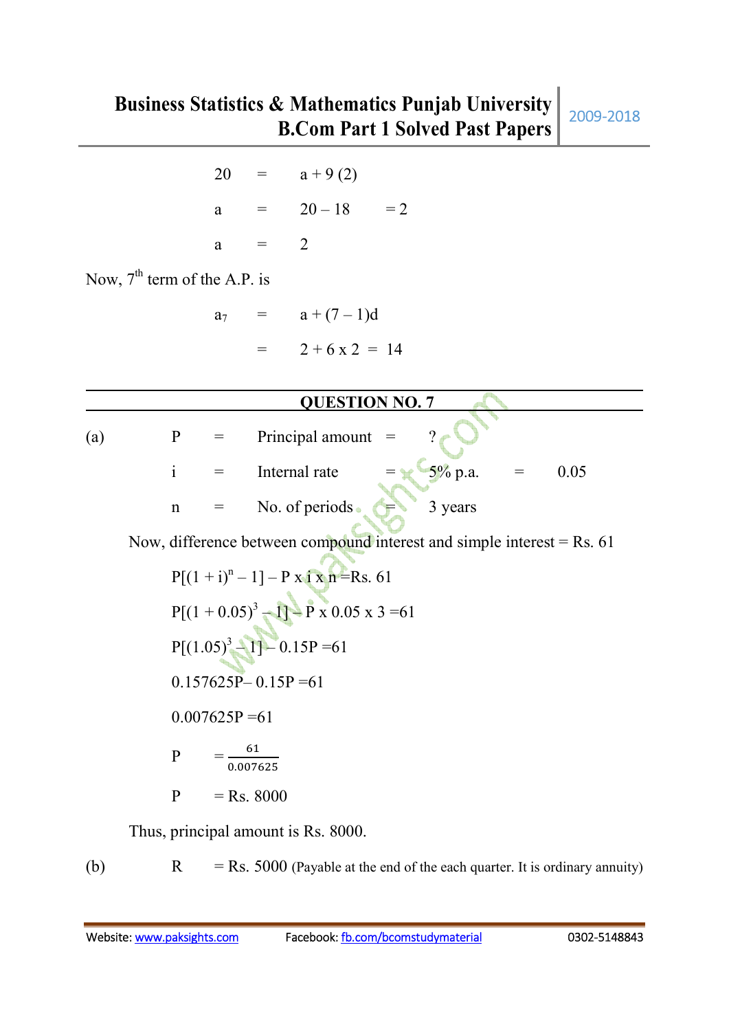$$20 = a + 9(2)$$

$$a = 20 - 18 = 2$$

$$a = 2$$

Now, 7th term of the A.P. is

$$a_7 = a + (7 - 1)d$$

$$= 2 + 6 \times 2 = 14$$

---

## QUESTION NO. 7

---

(a) $P$ = Principal amount = ?

$i$ = Internal rate = 5% p.a. = 0.05

$n$ = No. of periods = 3 years

Now, difference between compound interest and simple interest = Rs. 61

$$P[(1 + i)^n - 1] - P \times i \times n = \text{Rs. } 61$$

$$P[(1 + 0.05)^3 - 1] - P \times 0.05 \times 3 = 61$$

$$P[(1.05)^3 - 1] - 0.15P = 61$$

$$0.157625P - 0.15P = 61$$

$$0.007625P = 61$$

$$P = \frac{61}{0.007625}$$

$$P = \text{Rs. } 8000$$

Thus, principal amount is Rs. 8000.

(b) $R$ = Rs. 5000 (Payable at the end of the each quarter. It is ordinary annuity)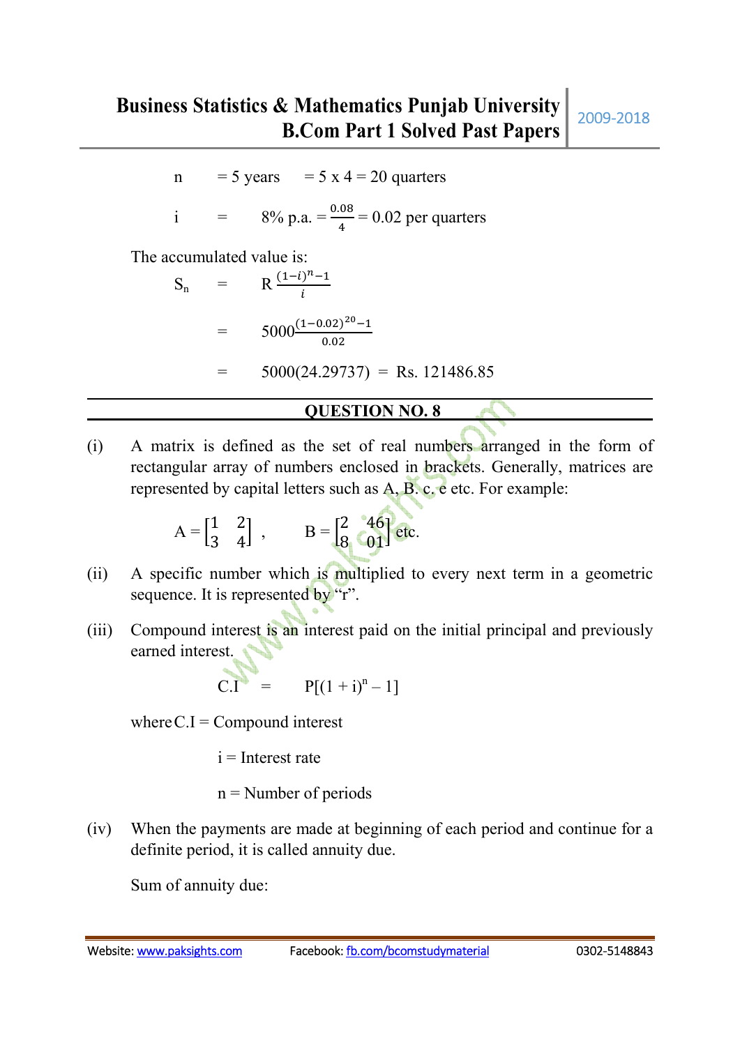$n \quad = 5 \text{ years} \quad = 5 \times 4 = 20 \text{ quarters}$

$i \quad = \quad 8\% \text{ p.a.} = \frac{0.08}{4} = 0.02 \text{ per quarters}$

The accumulated value is:

$$S_n \quad = \quad R\,\frac{(1-i)^n - 1}{i}$$

$$= \quad 5000\frac{(1-0.02)^{20} - 1}{0.02}$$

$$= \quad 5000(24.29737) \;=\; \text{Rs. } 121486.85$$

## QUESTION NO. 8

(i) A matrix is defined as the set of real numbers arranged in the form of rectangular array of numbers enclosed in brackets. Generally, matrices are represented by capital letters such as A, B. c. e etc. For example:

$$A = \begin{bmatrix} 1 & 2 \\ 3 & 4 \end{bmatrix}, \qquad B = \begin{bmatrix} 2 & 46 \\ 8 & 01 \end{bmatrix} \text{ etc.}$$

(ii) A specific number which is multiplied to every next term in a geometric sequence. It is represented by "r".

(iii) Compound interest is an interest paid on the initial principal and previously earned interest.

$$C.I \quad = \quad P[(1+i)^n - 1]$$

where C.I = Compound interest

i = Interest rate

n = Number of periods

(iv) When the payments are made at beginning of each period and continue for a definite period, it is called annuity due.

Sum of annuity due: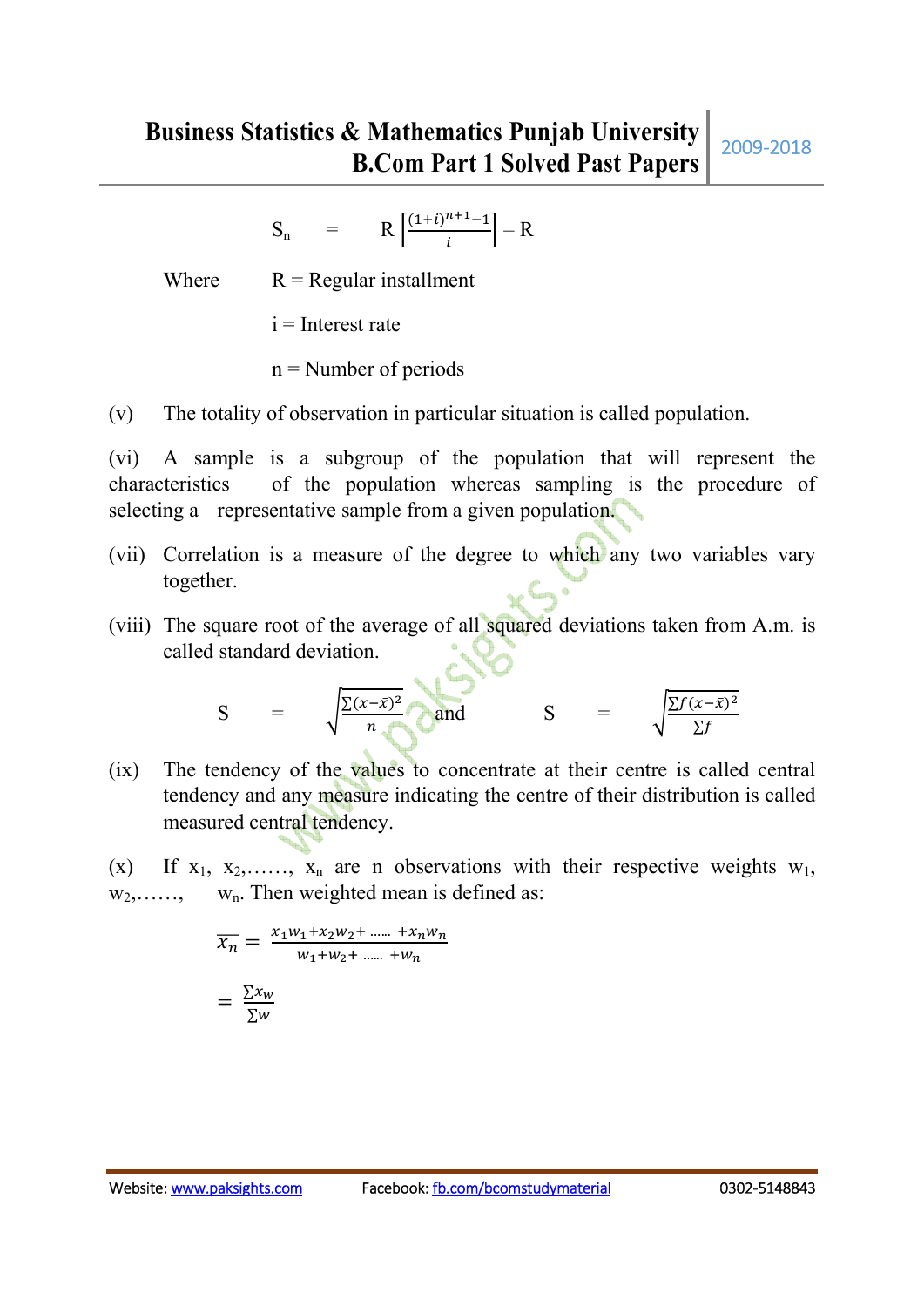$$S_n = R\left[\frac{(1+i)^{n+1}-1}{i}\right] - R$$

Where R = Regular installment

i = Interest rate

n = Number of periods

(v) The totality of observation in particular situation is called population.

(vi) A sample is a subgroup of the population that will represent the characteristics of the population whereas sampling is the procedure of selecting a representative sample from a given population.

(vii) Correlation is a measure of the degree to which any two variables vary together.

(viii) The square root of the average of all squared deviations taken from A.m. is called standard deviation.

$$S = \sqrt{\frac{\sum(x-\bar{x})^2}{n}} \quad \text{and} \quad S = \sqrt{\frac{\sum f(x-\bar{x})^2}{\sum f}}$$

(ix) The tendency of the values to concentrate at their centre is called central tendency and any measure indicating the centre of their distribution is called measured central tendency.

(x) If $x_1, x_2, \ldots\ldots, x_n$ are n observations with their respective weights $w_1, w_2, \ldots\ldots, w_n$. Then weighted mean is defined as:

$$\overline{x_n} = \frac{x_1w_1 + x_2w_2 + \ldots\ldots + x_nw_n}{w_1 + w_2 + \ldots\ldots + w_n}$$

$$= \frac{\sum x_w}{\sum w}$$